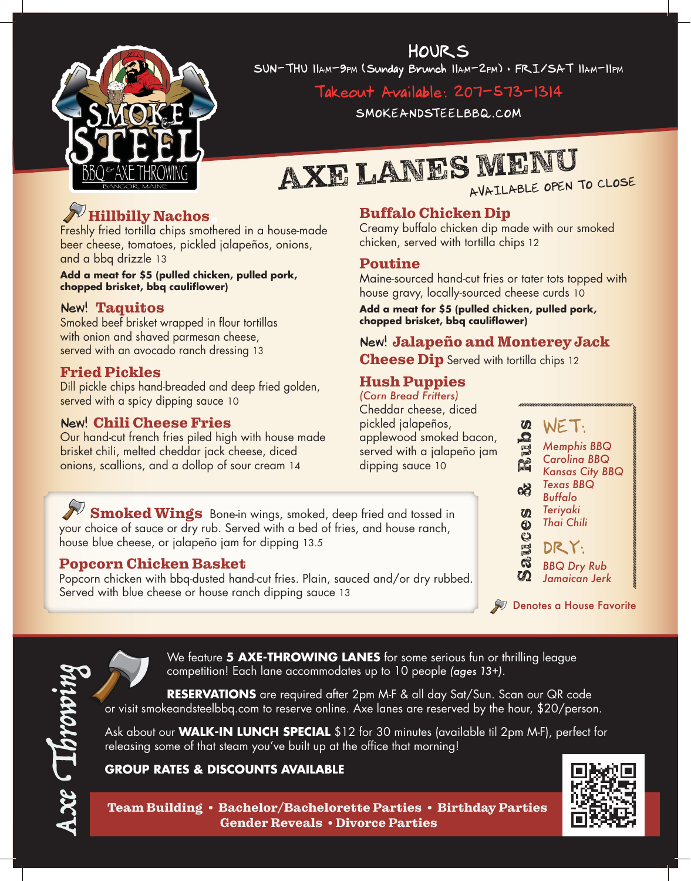SMOKE & STEEL
BBQ & AXE THROWING
BANGOR, MAINE

## HOURS

SUN–THU 11AM–9PM (Sunday Brunch 11AM–2PM) • FRI/SAT 11AM–11PM

Takeout Available: 207-573-1314

SMOKEANDSTEELBBQ.COM

# AXE LANES MENU

AVAILABLE OPEN TO CLOSE

### Hillbilly Nachos

Freshly fried tortilla chips smothered in a house-made beer cheese, tomatoes, pickled jalapeños, onions, and a bbq drizzle 13

**Add a meat for $5 (pulled chicken, pulled pork, chopped brisket, bbq cauliflower)**

### New! Taquitos

Smoked beef brisket wrapped in flour tortillas with onion and shaved parmesan cheese, served with an avocado ranch dressing 13

### Fried Pickles

Dill pickle chips hand-breaded and deep fried golden, served with a spicy dipping sauce 10

### New! Chili Cheese Fries

Our hand-cut french fries piled high with house made brisket chili, melted cheddar jack cheese, diced onions, scallions, and a dollop of sour cream 14

### Buffalo Chicken Dip

Creamy buffalo chicken dip made with our smoked chicken, served with tortilla chips 12

### Poutine

Maine-sourced hand-cut fries or tater tots topped with house gravy, locally-sourced cheese curds 10

**Add a meat for $5 (pulled chicken, pulled pork, chopped brisket, bbq cauliflower)**

### New! Jalapeño and Monterey Jack Cheese Dip

Served with tortilla chips 12

### Hush Puppies

*(Corn Bread Fritters)*

Cheddar cheese, diced pickled jalapeños, applewood smoked bacon, served with a jalapeño jam dipping sauce 10

### Smoked Wings

Bone-in wings, smoked, deep fried and tossed in your choice of sauce or dry rub. Served with a bed of fries, and house ranch, house blue cheese, or jalapeño jam for dipping 13.5

### Popcorn Chicken Basket

Popcorn chicken with bbq-dusted hand-cut fries. Plain, sauced and/or dry rubbed. Served with blue cheese or house ranch dipping sauce 13

### Sauces & Rubs

**WET:**

*Memphis BBQ*
*Carolina BBQ*
*Kansas City BBQ*
*Texas BBQ*
*Buffalo*
*Teriyaki*
*Thai Chili*

**DRY:**

*BBQ Dry Rub*
*Jamaican Jerk*

Denotes a House Favorite

## Axe Throwing

We feature **5 AXE-THROWING LANES** for some serious fun or thrilling league competition! Each lane accommodates up to 10 people *(ages 13+)*.

**RESERVATIONS** are required after 2pm M-F & all day Sat/Sun. Scan our QR code or visit smokeandsteelbbq.com to reserve online. Axe lanes are reserved by the hour, $20/person.

Ask about our **WALK-IN LUNCH SPECIAL** $12 for 30 minutes (available til 2pm M-F), perfect for releasing some of that steam you've built up at the office that morning!

**GROUP RATES & DISCOUNTS AVAILABLE**

**Team Building • Bachelor/Bachelorette Parties • Birthday Parties Gender Reveals • Divorce Parties**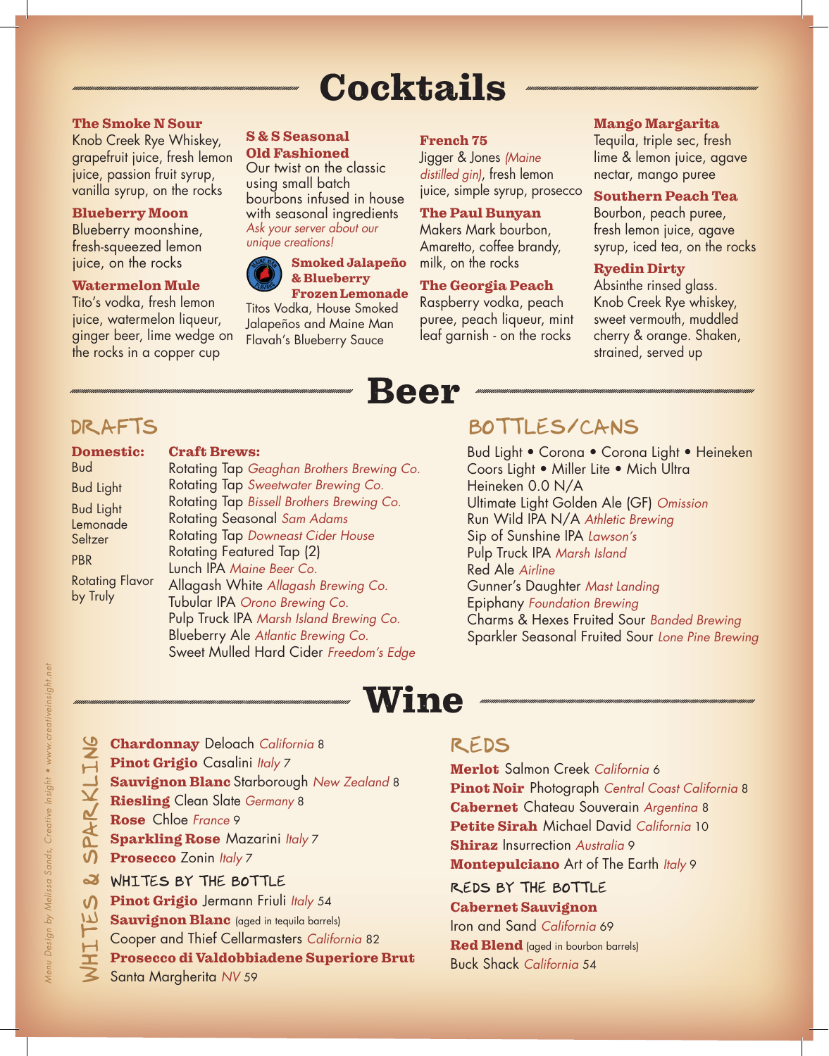# Cocktails

**The Smoke N Sour**
Knob Creek Rye Whiskey, grapefruit juice, fresh lemon juice, passion fruit syrup, vanilla syrup, on the rocks

**Blueberry Moon**
Blueberry moonshine, fresh-squeezed lemon juice, on the rocks

**Watermelon Mule**
Tito's vodka, fresh lemon juice, watermelon liqueur, ginger beer, lime wedge on the rocks in a copper cup

**S & S Seasonal Old Fashioned**
Our twist on the classic using small batch bourbons infused in house with seasonal ingredients
*Ask your server about our unique creations!*

**Smoked Jalapeño & Blueberry Frozen Lemonade**
Titos Vodka, House Smoked Jalapeños and Maine Man Flavah's Blueberry Sauce

**French 75**
Jigger & Jones *(Maine distilled gin)*, fresh lemon juice, simple syrup, prosecco

**The Paul Bunyan**
Makers Mark bourbon, Amaretto, coffee brandy, milk, on the rocks

**The Georgia Peach**
Raspberry vodka, peach puree, peach liqueur, mint leaf garnish - on the rocks

**Mango Margarita**
Tequila, triple sec, fresh lime & lemon juice, agave nectar, mango puree

**Southern Peach Tea**
Bourbon, peach puree, fresh lemon juice, agave syrup, iced tea, on the rocks

**Ryedin Dirty**
Absinthe rinsed glass. Knob Creek Rye whiskey, sweet vermouth, muddled cherry & orange. Shaken, strained, served up

# Beer

## DRAFTS

**Domestic:**
- Bud
- Bud Light
- Bud Light Lemonade Seltzer
- PBR
- Rotating Flavor by Truly

**Craft Brews:**
- Rotating Tap *Geaghan Brothers Brewing Co.*
- Rotating Tap *Sweetwater Brewing Co.*
- Rotating Tap *Bissell Brothers Brewing Co.*
- Rotating Seasonal *Sam Adams*
- Rotating Tap *Downeast Cider House*
- Rotating Featured Tap (2)
- Lunch IPA *Maine Beer Co.*
- Allagash White *Allagash Brewing Co.*
- Tubular IPA *Orono Brewing Co.*
- Pulp Truck IPA *Marsh Island Brewing Co.*
- Blueberry Ale *Atlantic Brewing Co.*
- Sweet Mulled Hard Cider *Freedom's Edge*

## BOTTLES/CANS

Bud Light • Corona • Corona Light • Heineken
Coors Light • Miller Lite • Mich Ultra
Heineken 0.0 N/A
Ultimate Light Golden Ale (GF) *Omission*
Run Wild IPA N/A *Athletic Brewing*
Sip of Sunshine IPA *Lawson's*
Pulp Truck IPA *Marsh Island*
Red Ale *Airline*
Gunner's Daughter *Mast Landing*
Epiphany *Foundation Brewing*
Charms & Hexes Fruited Sour *Banded Brewing*
Sparkler Seasonal Fruited Sour *Lone Pine Brewing*

# Wine

## WHITES & SPARKLING

**Chardonnay** Deloach *California* 8
**Pinot Grigio** Casalini *Italy* 7
**Sauvignon Blanc** Starborough *New Zealand* 8
**Riesling** Clean Slate *Germany* 8
**Rose** Chloe *France* 9
**Sparkling Rose** Mazarini *Italy* 7
**Prosecco** Zonin *Italy* 7

### WHITES BY THE BOTTLE

**Pinot Grigio** Jermann Friuli *Italy* 54
**Sauvignon Blanc** (aged in tequila barrels)
Cooper and Thief Cellarmasters *California* 82
**Prosecco di Valdobbiadene Superiore Brut**
Santa Margherita *NV* 59

## REDS

**Merlot** Salmon Creek *California* 6
**Pinot Noir** Photograph *Central Coast California* 8
**Cabernet** Chateau Souverain *Argentina* 8
**Petite Sirah** Michael David *California* 10
**Shiraz** Insurrection *Australia* 9
**Montepulciano** Art of The Earth *Italy* 9

### REDS BY THE BOTTLE

**Cabernet Sauvignon**
Iron and Sand *California* 69
**Red Blend** (aged in bourbon barrels)
Buck Shack *California* 54

*Menu Design by Melissa Sands, Creative Insight • www.creativeinsight.net*